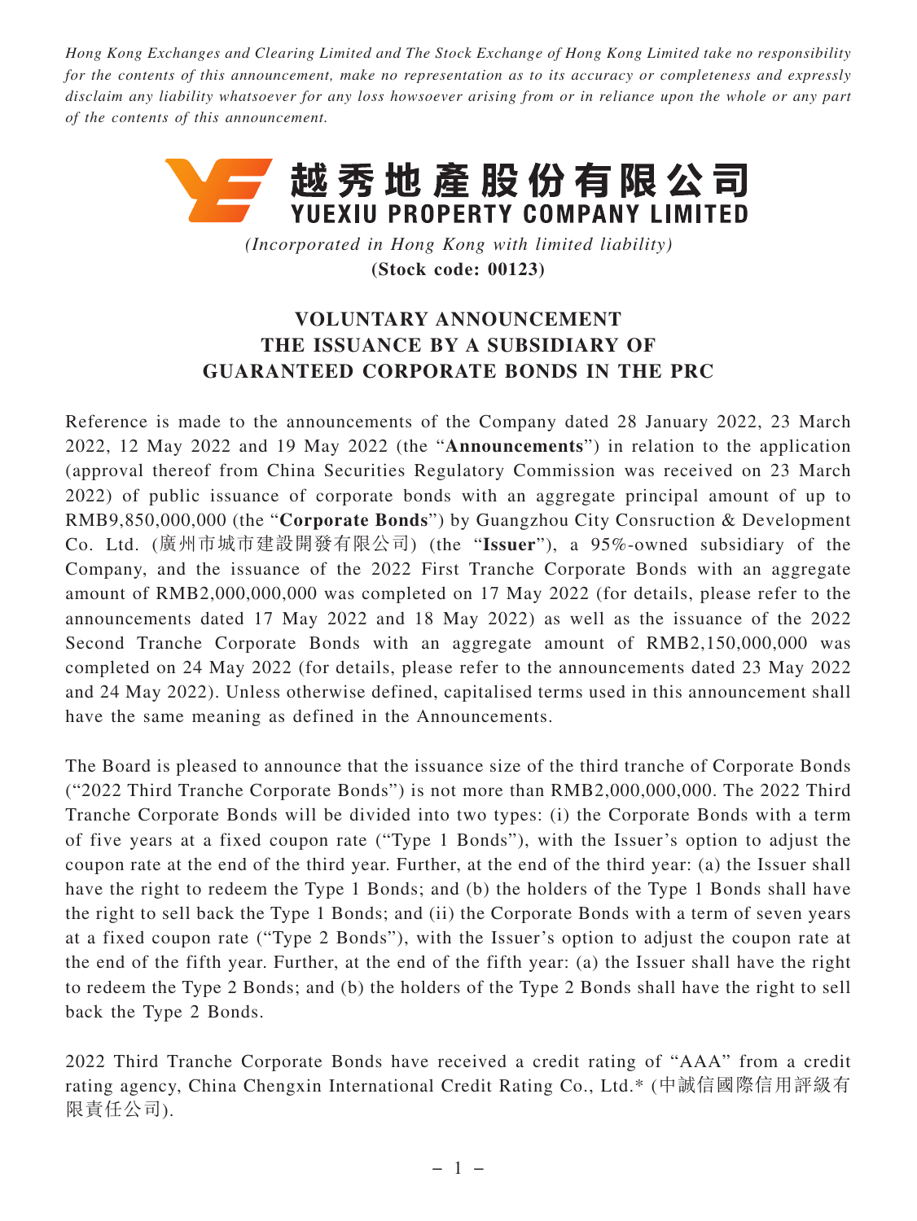*Hong Kong Exchanges and Clearing Limited and The Stock Exchange of Hong Kong Limited take no responsibility for the contents of this announcement, make no representation as to its accuracy or completeness and expressly disclaim any liability whatsoever for any loss howsoever arising from or in reliance upon the whole or any part of the contents of this announcement.*

# 越秀地產股份有限公司
# YUEXIU PROPERTY COMPANY LIMITED

*(Incorporated in Hong Kong with limited liability)*
**(Stock code: 00123)**

## VOLUNTARY ANNOUNCEMENT
## THE ISSUANCE BY A SUBSIDIARY OF
## GUARANTEED CORPORATE BONDS IN THE PRC

Reference is made to the announcements of the Company dated 28 January 2022, 23 March 2022, 12 May 2022 and 19 May 2022 (the "**Announcements**") in relation to the application (approval thereof from China Securities Regulatory Commission was received on 23 March 2022) of public issuance of corporate bonds with an aggregate principal amount of up to RMB9,850,000,000 (the "**Corporate Bonds**") by Guangzhou City Consruction & Development Co. Ltd. (廣州市城市建設開發有限公司) (the "**Issuer**"), a 95%-owned subsidiary of the Company, and the issuance of the 2022 First Tranche Corporate Bonds with an aggregate amount of RMB2,000,000,000 was completed on 17 May 2022 (for details, please refer to the announcements dated 17 May 2022 and 18 May 2022) as well as the issuance of the 2022 Second Tranche Corporate Bonds with an aggregate amount of RMB2,150,000,000 was completed on 24 May 2022 (for details, please refer to the announcements dated 23 May 2022 and 24 May 2022). Unless otherwise defined, capitalised terms used in this announcement shall have the same meaning as defined in the Announcements.

The Board is pleased to announce that the issuance size of the third tranche of Corporate Bonds ("2022 Third Tranche Corporate Bonds") is not more than RMB2,000,000,000. The 2022 Third Tranche Corporate Bonds will be divided into two types: (i) the Corporate Bonds with a term of five years at a fixed coupon rate ("Type 1 Bonds"), with the Issuer's option to adjust the coupon rate at the end of the third year. Further, at the end of the third year: (a) the Issuer shall have the right to redeem the Type 1 Bonds; and (b) the holders of the Type 1 Bonds shall have the right to sell back the Type 1 Bonds; and (ii) the Corporate Bonds with a term of seven years at a fixed coupon rate ("Type 2 Bonds"), with the Issuer's option to adjust the coupon rate at the end of the fifth year. Further, at the end of the fifth year: (a) the Issuer shall have the right to redeem the Type 2 Bonds; and (b) the holders of the Type 2 Bonds shall have the right to sell back the Type 2 Bonds.

2022 Third Tranche Corporate Bonds have received a credit rating of "AAA" from a credit rating agency, China Chengxin International Credit Rating Co., Ltd.* (中誠信國際信用評級有限責任公司).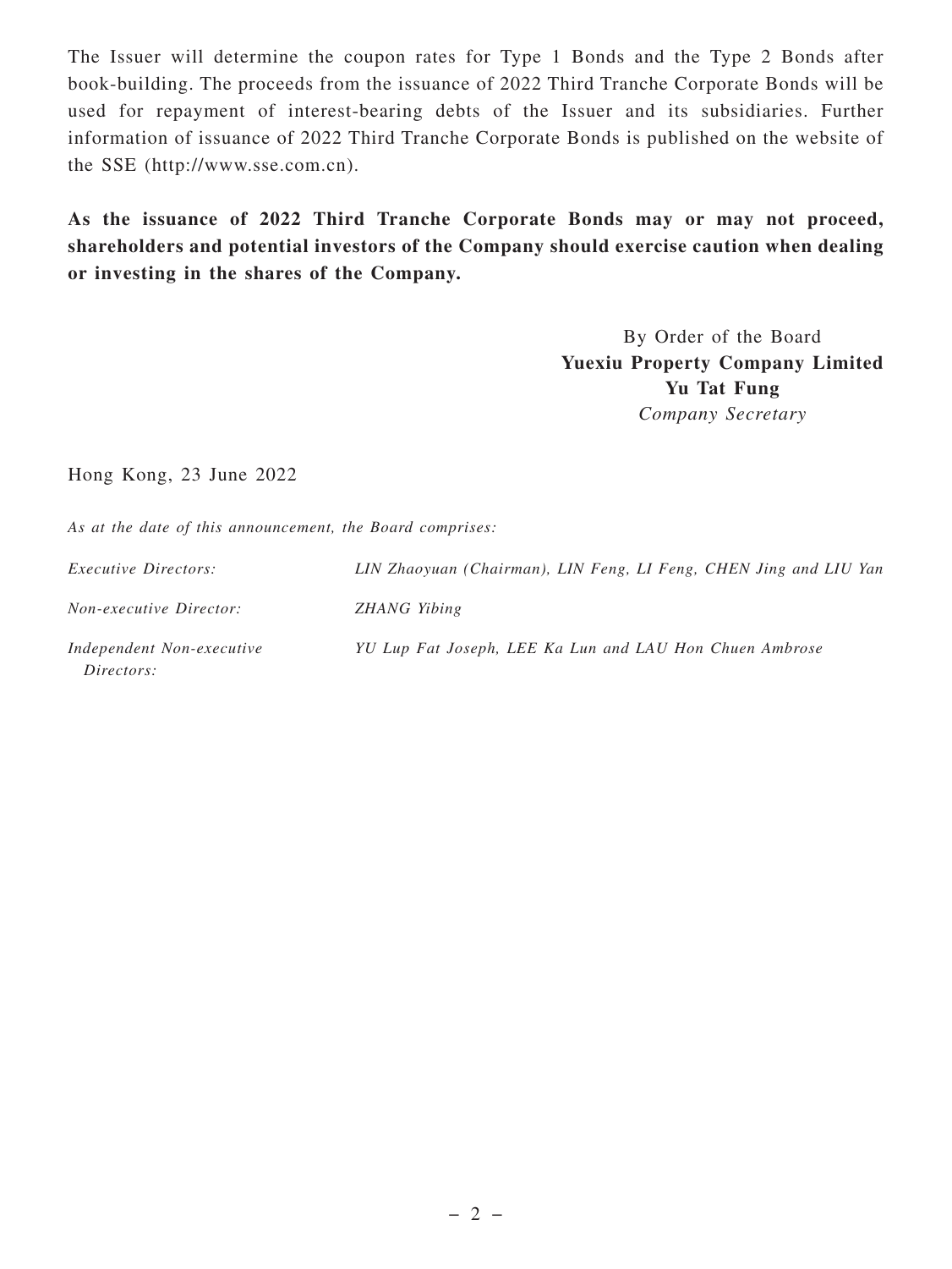The Issuer will determine the coupon rates for Type 1 Bonds and the Type 2 Bonds after book-building. The proceeds from the issuance of 2022 Third Tranche Corporate Bonds will be used for repayment of interest-bearing debts of the Issuer and its subsidiaries. Further information of issuance of 2022 Third Tranche Corporate Bonds is published on the website of the SSE (http://www.sse.com.cn).

**As the issuance of 2022 Third Tranche Corporate Bonds may or may not proceed, shareholders and potential investors of the Company should exercise caution when dealing or investing in the shares of the Company.**

By Order of the Board
**Yuexiu Property Company Limited**
**Yu Tat Fung**
*Company Secretary*

Hong Kong, 23 June 2022

*As at the date of this announcement, the Board comprises:*

| | |
|---|---|
| *Executive Directors:* | *LIN Zhaoyuan (Chairman), LIN Feng, LI Feng, CHEN Jing and LIU Yan* |
| *Non-executive Director:* | *ZHANG Yibing* |
| *Independent Non-executive Directors:* | *YU Lup Fat Joseph, LEE Ka Lun and LAU Hon Chuen Ambrose* |